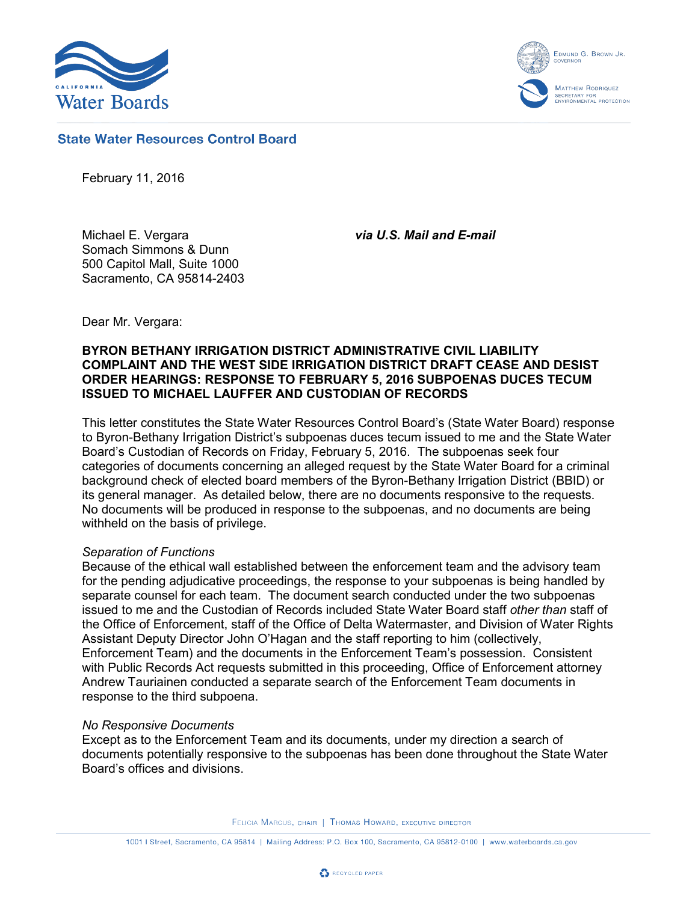State Water Resources Control Board

February 11, 2016

Michael E. Vergara
Somach Simmons & Dunn
500 Capitol Mall, Suite 1000
Sacramento, CA 95814-2403

***via U.S. Mail and E-mail***

Dear Mr. Vergara:

**BYRON BETHANY IRRIGATION DISTRICT ADMINISTRATIVE CIVIL LIABILITY COMPLAINT AND THE WEST SIDE IRRIGATION DISTRICT DRAFT CEASE AND DESIST ORDER HEARINGS: RESPONSE TO FEBRUARY 5, 2016 SUBPOENAS DUCES TECUM ISSUED TO MICHAEL LAUFFER AND CUSTODIAN OF RECORDS**

This letter constitutes the State Water Resources Control Board's (State Water Board) response to Byron-Bethany Irrigation District's subpoenas duces tecum issued to me and the State Water Board's Custodian of Records on Friday, February 5, 2016. The subpoenas seek four categories of documents concerning an alleged request by the State Water Board for a criminal background check of elected board members of the Byron-Bethany Irrigation District (BBID) or its general manager. As detailed below, there are no documents responsive to the requests. No documents will be produced in response to the subpoenas, and no documents are being withheld on the basis of privilege.

*Separation of Functions*
Because of the ethical wall established between the enforcement team and the advisory team for the pending adjudicative proceedings, the response to your subpoenas is being handled by separate counsel for each team. The document search conducted under the two subpoenas issued to me and the Custodian of Records included State Water Board staff *other than* staff of the Office of Enforcement, staff of the Office of Delta Watermaster, and Division of Water Rights Assistant Deputy Director John O'Hagan and the staff reporting to him (collectively, Enforcement Team) and the documents in the Enforcement Team's possession. Consistent with Public Records Act requests submitted in this proceeding, Office of Enforcement attorney Andrew Tauriainen conducted a separate search of the Enforcement Team documents in response to the third subpoena.

*No Responsive Documents*
Except as to the Enforcement Team and its documents, under my direction a search of documents potentially responsive to the subpoenas has been done throughout the State Water Board's offices and divisions.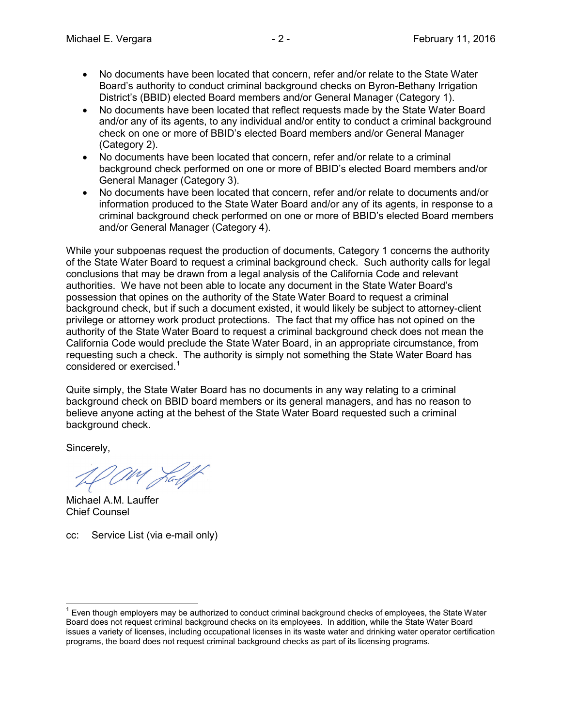- No documents have been located that concern, refer and/or relate to the State Water Board's authority to conduct criminal background checks on Byron-Bethany Irrigation District's (BBID) elected Board members and/or General Manager (Category 1).
- No documents have been located that reflect requests made by the State Water Board and/or any of its agents, to any individual and/or entity to conduct a criminal background check on one or more of BBID's elected Board members and/or General Manager (Category 2).
- No documents have been located that concern, refer and/or relate to a criminal background check performed on one or more of BBID's elected Board members and/or General Manager (Category 3).
- No documents have been located that concern, refer and/or relate to documents and/or information produced to the State Water Board and/or any of its agents, in response to a criminal background check performed on one or more of BBID's elected Board members and/or General Manager (Category 4).

While your subpoenas request the production of documents, Category 1 concerns the authority of the State Water Board to request a criminal background check. Such authority calls for legal conclusions that may be drawn from a legal analysis of the California Code and relevant authorities. We have not been able to locate any document in the State Water Board's possession that opines on the authority of the State Water Board to request a criminal background check, but if such a document existed, it would likely be subject to attorney-client privilege or attorney work product protections. The fact that my office has not opined on the authority of the State Water Board to request a criminal background check does not mean the California Code would preclude the State Water Board, in an appropriate circumstance, from requesting such a check. The authority is simply not something the State Water Board has considered or exercised.[1]

Quite simply, the State Water Board has no documents in any way relating to a criminal background check on BBID board members or its general managers, and has no reason to believe anyone acting at the behest of the State Water Board requested such a criminal background check.

Sincerely,

Michael A.M. Lauffer
Chief Counsel

cc: Service List (via e-mail only)

[1] Even though employers may be authorized to conduct criminal background checks of employees, the State Water Board does not request criminal background checks on its employees. In addition, while the State Water Board issues a variety of licenses, including occupational licenses in its waste water and drinking water operator certification programs, the board does not request criminal background checks as part of its licensing programs.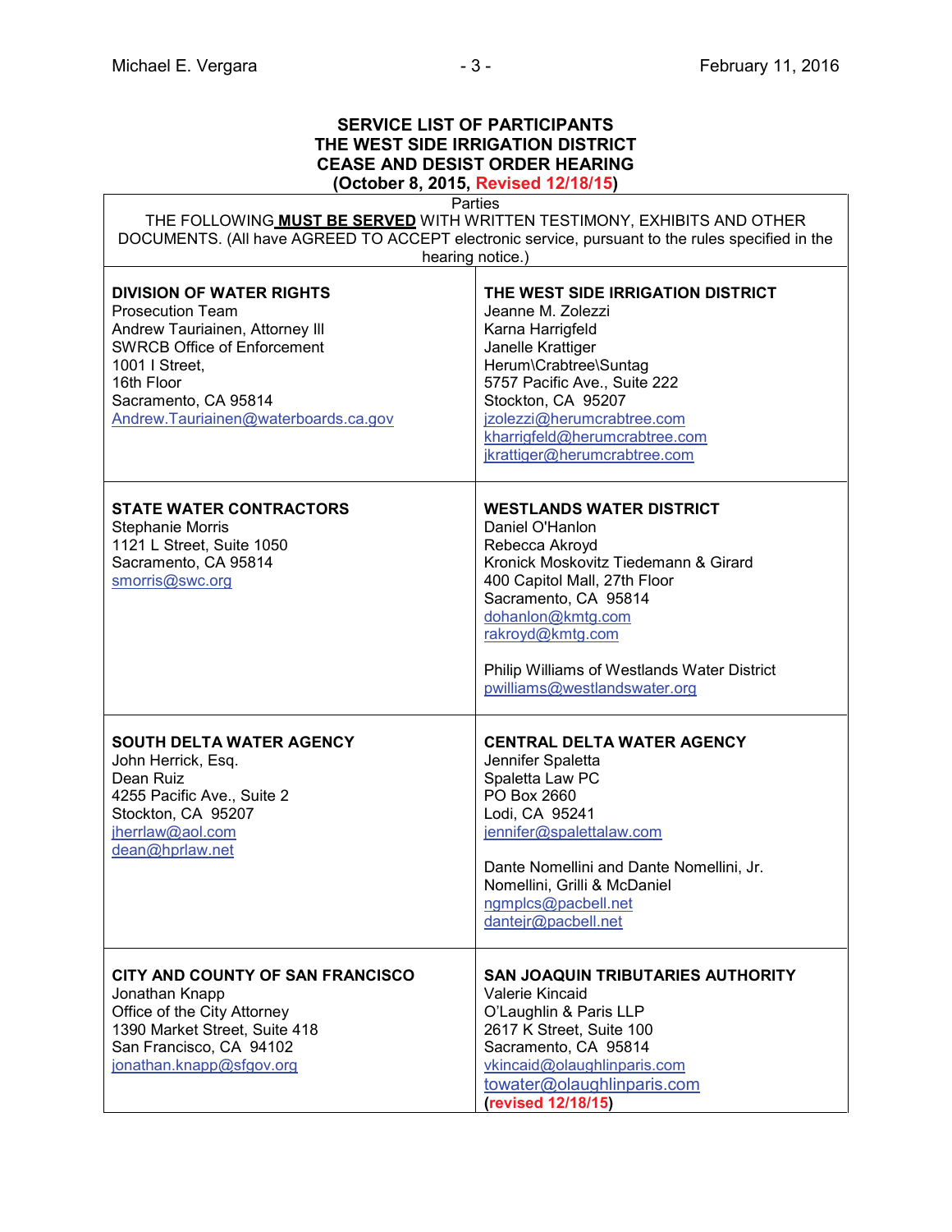**SERVICE LIST OF PARTICIPANTS**
**THE WEST SIDE IRRIGATION DISTRICT**
**CEASE AND DESIST ORDER HEARING**
**(October 8, 2015, Revised 12/18/15)**

| Parties<br>THE FOLLOWING **MUST BE SERVED** WITH WRITTEN TESTIMONY, EXHIBITS AND OTHER DOCUMENTS. (All have AGREED TO ACCEPT electronic service, pursuant to the rules specified in the hearing notice.) | |
|---|---|
| **DIVISION OF WATER RIGHTS**<br>Prosecution Team<br>Andrew Tauriainen, Attorney III<br>SWRCB Office of Enforcement<br>1001 I Street,<br>16th Floor<br>Sacramento, CA 95814<br>Andrew.Tauriainen@waterboards.ca.gov | **THE WEST SIDE IRRIGATION DISTRICT**<br>Jeanne M. Zolezzi<br>Karna Harrigfeld<br>Janelle Krattiger<br>Herum\Crabtree\Suntag<br>5757 Pacific Ave., Suite 222<br>Stockton, CA 95207<br>jzolezzi@herumcrabtree.com<br>kharrigfeld@herumcrabtree.com<br>jkrattiger@herumcrabtree.com |
| **STATE WATER CONTRACTORS**<br>Stephanie Morris<br>1121 L Street, Suite 1050<br>Sacramento, CA 95814<br>smorris@swc.org | **WESTLANDS WATER DISTRICT**<br>Daniel O'Hanlon<br>Rebecca Akroyd<br>Kronick Moskovitz Tiedemann & Girard<br>400 Capitol Mall, 27th Floor<br>Sacramento, CA 95814<br>dohanlon@kmtg.com<br>rakroyd@kmtg.com<br><br>Philip Williams of Westlands Water District<br>pwilliams@westlandswater.org |
| **SOUTH DELTA WATER AGENCY**<br>John Herrick, Esq.<br>Dean Ruiz<br>4255 Pacific Ave., Suite 2<br>Stockton, CA 95207<br>jherrlaw@aol.com<br>dean@hprlaw.net | **CENTRAL DELTA WATER AGENCY**<br>Jennifer Spaletta<br>Spaletta Law PC<br>PO Box 2660<br>Lodi, CA 95241<br>jennifer@spalettalaw.com<br><br>Dante Nomellini and Dante Nomellini, Jr.<br>Nomellini, Grilli & McDaniel<br>ngmplcs@pacbell.net<br>dantejr@pacbell.net |
| **CITY AND COUNTY OF SAN FRANCISCO**<br>Jonathan Knapp<br>Office of the City Attorney<br>1390 Market Street, Suite 418<br>San Francisco, CA 94102<br>jonathan.knapp@sfgov.org | **SAN JOAQUIN TRIBUTARIES AUTHORITY**<br>Valerie Kincaid<br>O'Laughlin & Paris LLP<br>2617 K Street, Suite 100<br>Sacramento, CA 95814<br>vkincaid@olaughlinparis.com<br>towater@olaughlinparis.com<br>(revised 12/18/15) |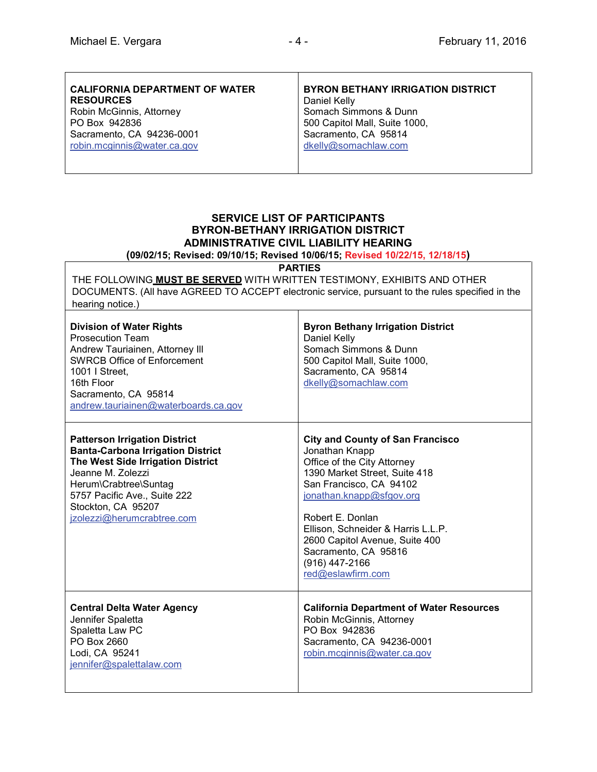| **CALIFORNIA DEPARTMENT OF WATER RESOURCES**<br>Robin McGinnis, Attorney<br>PO Box 942836<br>Sacramento, CA 94236-0001<br>robin.mcginnis@water.ca.gov | **BYRON BETHANY IRRIGATION DISTRICT**<br>Daniel Kelly<br>Somach Simmons & Dunn<br>500 Capitol Mall, Suite 1000,<br>Sacramento, CA 95814<br>dkelly@somachlaw.com |
|---|---|

## SERVICE LIST OF PARTICIPANTS
## BYRON-BETHANY IRRIGATION DISTRICT
## ADMINISTRATIVE CIVIL LIABILITY HEARING
**(09/02/15; Revised: 09/10/15; Revised 10/06/15; Revised 10/22/15, 12/18/15)**

| **PARTIES**<br>THE FOLLOWING **MUST BE SERVED** WITH WRITTEN TESTIMONY, EXHIBITS AND OTHER DOCUMENTS. (All have AGREED TO ACCEPT electronic service, pursuant to the rules specified in the hearing notice.) | |
|---|---|
| **Division of Water Rights**<br>Prosecution Team<br>Andrew Tauriainen, Attorney III<br>SWRCB Office of Enforcement<br>1001 I Street,<br>16th Floor<br>Sacramento, CA 95814<br>andrew.tauriainen@waterboards.ca.gov | **Byron Bethany Irrigation District**<br>Daniel Kelly<br>Somach Simmons & Dunn<br>500 Capitol Mall, Suite 1000,<br>Sacramento, CA 95814<br>dkelly@somachlaw.com |
| **Patterson Irrigation District**<br>**Banta-Carbona Irrigation District**<br>**The West Side Irrigation District**<br>Jeanne M. Zolezzi<br>Herum\Crabtree\Suntag<br>5757 Pacific Ave., Suite 222<br>Stockton, CA 95207<br>jzolezzi@herumcrabtree.com | **City and County of San Francisco**<br>Jonathan Knapp<br>Office of the City Attorney<br>1390 Market Street, Suite 418<br>San Francisco, CA 94102<br>jonathan.knapp@sfgov.org<br><br>Robert E. Donlan<br>Ellison, Schneider & Harris L.L.P.<br>2600 Capitol Avenue, Suite 400<br>Sacramento, CA 95816<br>(916) 447-2166<br>red@eslawfirm.com |
| **Central Delta Water Agency**<br>Jennifer Spaletta<br>Spaletta Law PC<br>PO Box 2660<br>Lodi, CA 95241<br>jennifer@spalettalaw.com | **California Department of Water Resources**<br>Robin McGinnis, Attorney<br>PO Box 942836<br>Sacramento, CA 94236-0001<br>robin.mcginnis@water.ca.gov |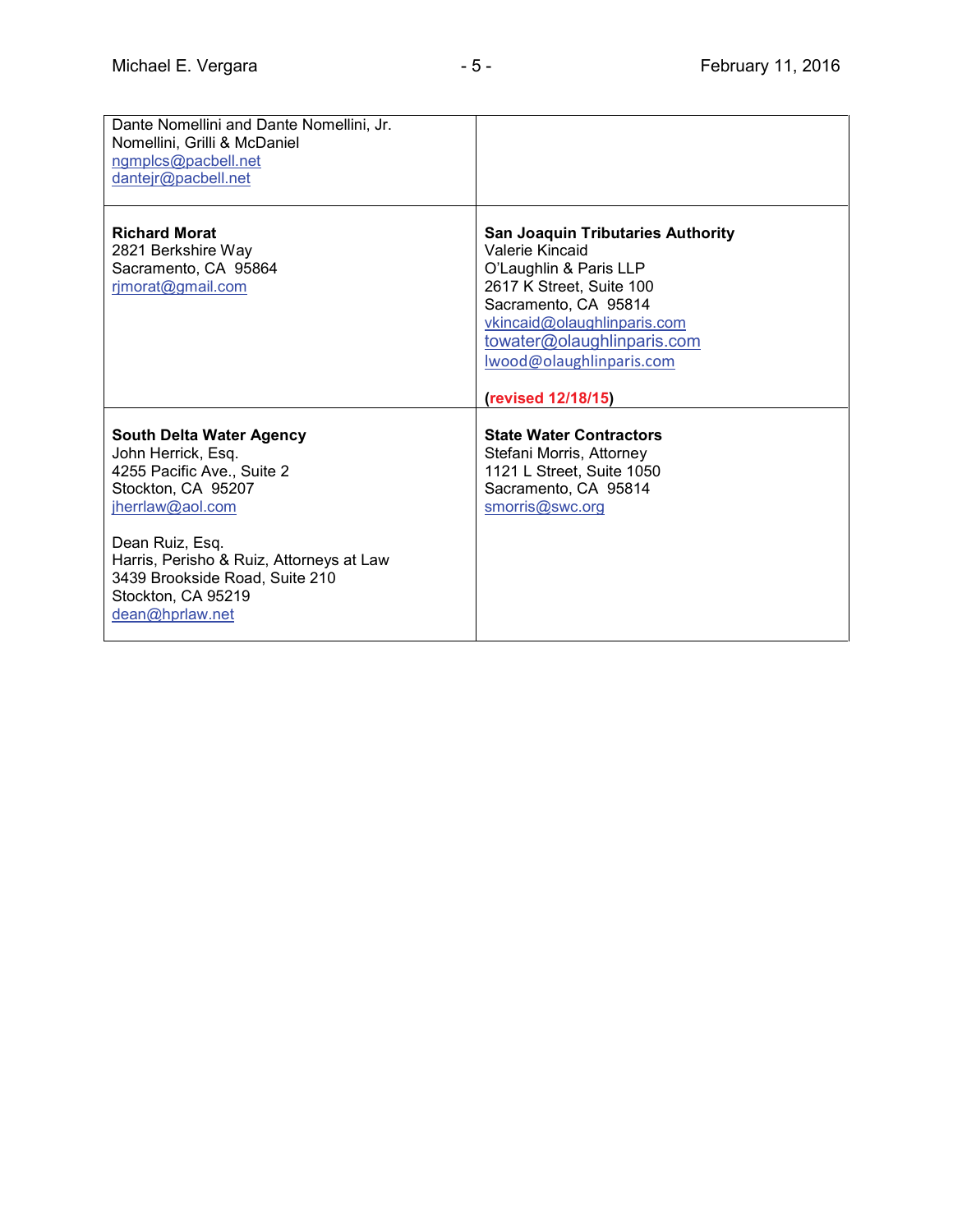| | |
|---|---|
| Dante Nomellini and Dante Nomellini, Jr.<br>Nomellini, Grilli & McDaniel<br>ngmplcs@pacbell.net<br>dantejr@pacbell.net | |
| **Richard Morat**<br>2821 Berkshire Way<br>Sacramento, CA 95864<br>rjmorat@gmail.com | **San Joaquin Tributaries Authority**<br>Valerie Kincaid<br>O'Laughlin & Paris LLP<br>2617 K Street, Suite 100<br>Sacramento, CA 95814<br>vkincaid@olaughlinparis.com<br>towater@olaughlinparis.com<br>lwood@olaughlinparis.com<br><br>**(revised 12/18/15)** |
| **South Delta Water Agency**<br>John Herrick, Esq.<br>4255 Pacific Ave., Suite 2<br>Stockton, CA 95207<br>jherrlaw@aol.com<br><br>Dean Ruiz, Esq.<br>Harris, Perisho & Ruiz, Attorneys at Law<br>3439 Brookside Road, Suite 210<br>Stockton, CA 95219<br>dean@hprlaw.net | **State Water Contractors**<br>Stefani Morris, Attorney<br>1121 L Street, Suite 1050<br>Sacramento, CA 95814<br>smorris@swc.org |